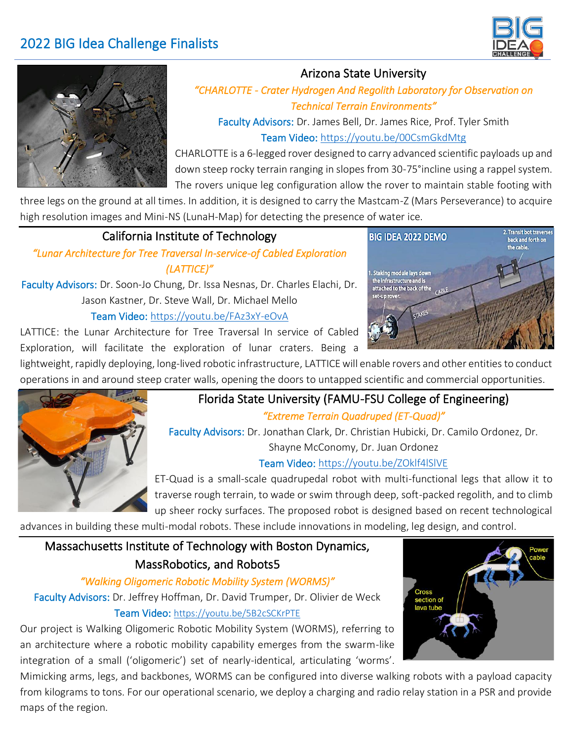# 2022 BIG Idea Challenge Finalists

## Arizona State University

*"CHARLOTTE - Crater Hydrogen And Regolith Laboratory for Observation on Technical Terrain Environments"*

**Faculty Advisors:** Dr. James Bell, Dr. James Rice, Prof. Tyler Smith

**Team Video:** https://youtu.be/00CsmGkdMtg

CHARLOTTE is a 6-legged rover designed to carry advanced scientific payloads up and down steep rocky terrain ranging in slopes from 30-75°incline using a rappel system. The rovers unique leg configuration allow the rover to maintain stable footing with three legs on the ground at all times. In addition, it is designed to carry the Mastcam-Z (Mars Perseverance) to acquire high resolution images and Mini-NS (LunaH-Map) for detecting the presence of water ice.

## California Institute of Technology

*"Lunar Architecture for Tree Traversal In-service-of Cabled Exploration (LATTICE)"*

**Faculty Advisors:** Dr. Soon-Jo Chung, Dr. Issa Nesnas, Dr. Charles Elachi, Dr. Jason Kastner, Dr. Steve Wall, Dr. Michael Mello

**Team Video:** https://youtu.be/FAz3xY-eOvA

LATTICE: the Lunar Architecture for Tree Traversal In service of Cabled Exploration, will facilitate the exploration of lunar craters. Being a lightweight, rapidly deploying, long-lived robotic infrastructure, LATTICE will enable rovers and other entities to conduct operations in and around steep crater walls, opening the doors to untapped scientific and commercial opportunities.

## Florida State University (FAMU-FSU College of Engineering)

*"Extreme Terrain Quadruped (ET-Quad)"*

**Faculty Advisors:** Dr. Jonathan Clark, Dr. Christian Hubicki, Dr. Camilo Ordonez, Dr. Shayne McConomy, Dr. Juan Ordonez

**Team Video:** https://youtu.be/ZOklf4lSlVE

ET-Quad is a small-scale quadrupedal robot with multi-functional legs that allow it to traverse rough terrain, to wade or swim through deep, soft-packed regolith, and to climb up sheer rocky surfaces. The proposed robot is designed based on recent technological advances in building these multi-modal robots. These include innovations in modeling, leg design, and control.

## Massachusetts Institute of Technology with Boston Dynamics, MassRobotics, and Robots5

*"Walking Oligomeric Robotic Mobility System (WORMS)"*

**Faculty Advisors:** Dr. Jeffrey Hoffman, Dr. David Trumper, Dr. Olivier de Weck

**Team Video:** https://youtu.be/5B2cSCKrPTE

Our project is Walking Oligomeric Robotic Mobility System (WORMS), referring to an architecture where a robotic mobility capability emerges from the swarm-like integration of a small ('oligomeric') set of nearly-identical, articulating 'worms'. Mimicking arms, legs, and backbones, WORMS can be configured into diverse walking robots with a payload capacity from kilograms to tons. For our operational scenario, we deploy a charging and radio relay station in a PSR and provide maps of the region.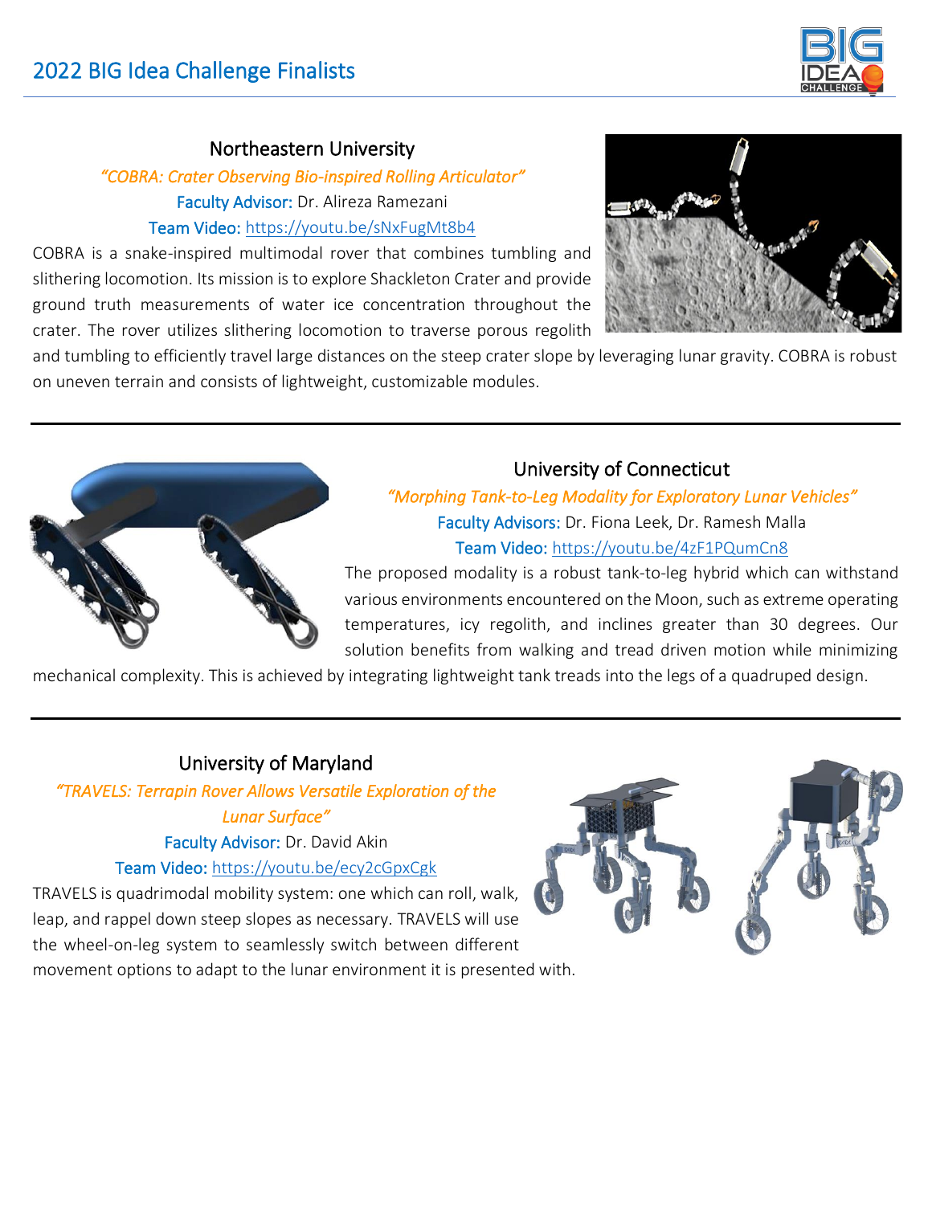# 2022 BIG Idea Challenge Finalists

## Northeastern University

*"COBRA: Crater Observing Bio-inspired Rolling Articulator"*

Faculty Advisor: Dr. Alireza Ramezani

Team Video: https://youtu.be/sNxFugMt8b4

COBRA is a snake-inspired multimodal rover that combines tumbling and slithering locomotion. Its mission is to explore Shackleton Crater and provide ground truth measurements of water ice concentration throughout the crater. The rover utilizes slithering locomotion to traverse porous regolith and tumbling to efficiently travel large distances on the steep crater slope by leveraging lunar gravity. COBRA is robust on uneven terrain and consists of lightweight, customizable modules.

---

## University of Connecticut

*"Morphing Tank-to-Leg Modality for Exploratory Lunar Vehicles"*

Faculty Advisors: Dr. Fiona Leek, Dr. Ramesh Malla

Team Video: https://youtu.be/4zF1PQumCn8

The proposed modality is a robust tank-to-leg hybrid which can withstand various environments encountered on the Moon, such as extreme operating temperatures, icy regolith, and inclines greater than 30 degrees. Our solution benefits from walking and tread driven motion while minimizing mechanical complexity. This is achieved by integrating lightweight tank treads into the legs of a quadruped design.

---

## University of Maryland

*"TRAVELS: Terrapin Rover Allows Versatile Exploration of the Lunar Surface"*

Faculty Advisor: Dr. David Akin

Team Video: https://youtu.be/ecy2cGpxCgk

TRAVELS is quadrimodal mobility system: one which can roll, walk, leap, and rappel down steep slopes as necessary. TRAVELS will use the wheel-on-leg system to seamlessly switch between different movement options to adapt to the lunar environment it is presented with.